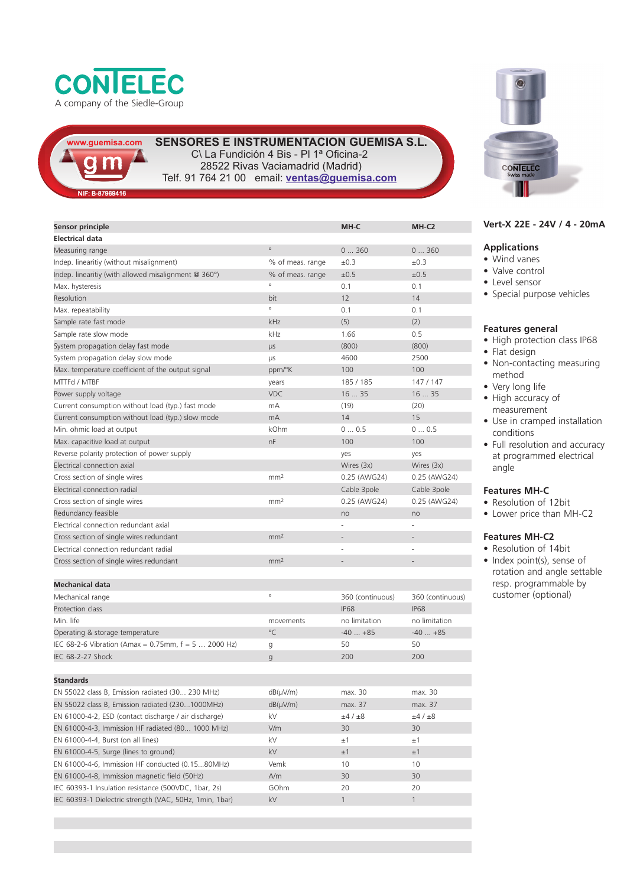# CONTELEC

A company of the Siedle-Group

www.guemisa.com

**SENSORES E INSTRUMENTACION GUEMISA S.L.**
C\ La Fundición 4 Bis - Pl 1ª Oficina-2
28522 Rivas Vaciamadrid (Madrid)
Telf. 91 764 21 00 email: ventas@guemisa.com

NIF: B-87969416

## Vert-X 22E - 24V / 4 - 20mA

### Applications

- Wind vanes
- Valve control
- Level sensor
- Special purpose vehicles

### Features general

- High protection class IP68
- Flat design
- Non-contacting measuring method
- Very long life
- High accuracy of measurement
- Use in cramped installation conditions
- Full resolution and accuracy at programmed electrical angle

### Features MH-C

- Resolution of 12bit
- Lower price than MH-C2

### Features MH-C2

- Resolution of 14bit
- Index point(s), sense of rotation and angle settable resp. programmable by customer (optional)

| Sensor principle | | MH-C | MH-C2 |
|---|---|---|---|
| **Electrical data** | | | |
| Measuring range | ° | 0 ... 360 | 0 ... 360 |
| Indep. linearitiy (without misalignment) | % of meas. range | ±0.3 | ±0.3 |
| Indep. linearitiy (with allowed misalignment @ 360°) | % of meas. range | ±0.5 | ±0.5 |
| Max. hysteresis | ° | 0.1 | 0.1 |
| Resolution | bit | 12 | 14 |
| Max. repeatability | ° | 0.1 | 0.1 |
| Sample rate fast mode | kHz | (5) | (2) |
| Sample rate slow mode | kHz | 1.66 | 0.5 |
| System propagation delay fast mode | µs | (800) | (800) |
| System propagation delay slow mode | µs | 4600 | 2500 |
| Max. temperature coefficient of the output signal | ppm/°K | 100 | 100 |
| MTTFd / MTBF | years | 185 / 185 | 147 / 147 |
| Power supply voltage | VDC | 16 ... 35 | 16 ... 35 |
| Current consumption without load (typ.) fast mode | mA | (19) | (20) |
| Current consumption without load (typ.) slow mode | mA | 14 | 15 |
| Min. ohmic load at output | kOhm | 0 ... 0.5 | 0 ... 0.5 |
| Max. capacitive load at output | nF | 100 | 100 |
| Reverse polarity protection of power supply | | yes | yes |
| Electrical connection axial | | Wires (3x) | Wires (3x) |
| Cross section of single wires | mm² | 0.25 (AWG24) | 0.25 (AWG24) |
| Electrical connection radial | | Cable 3pole | Cable 3pole |
| Cross section of single wires | mm² | 0.25 (AWG24) | 0.25 (AWG24) |
| Redundancy feasible | | no | no |
| Electrical connection redundant axial | | - | - |
| Cross section of single wires redundant | mm² | - | - |
| Electrical connection redundant radial | | - | - |
| Cross section of single wires redundant | mm² | - | - |
| | | | |
| **Mechanical data** | | | |
| Mechanical range | ° | 360 (continuous) | 360 (continuous) |
| Protection class | | IP68 | IP68 |
| Min. life | movements | no limitation | no limitation |
| Operating & storage temperature | °C | -40 ... +85 | -40 ... +85 |
| IEC 68-2-6 Vibration (Amax = 0.75mm, f = 5 … 2000 Hz) | g | 50 | 50 |
| IEC 68-2-27 Shock | g | 200 | 200 |
| | | | |
| **Standards** | | | |
| EN 55022 class B, Emission radiated (30... 230 MHz) | dB(µV/m) | max. 30 | max. 30 |
| EN 55022 class B, Emission radiated (230...1000MHz) | dB(µV/m) | max. 37 | max. 37 |
| EN 61000-4-2, ESD (contact discharge / air discharge) | kV | ±4 / ±8 | ±4 / ±8 |
| EN 61000-4-3, Immission HF radiated (80... 1000 MHz) | V/m | 30 | 30 |
| EN 61000-4-4, Burst (on all lines) | kV | ±1 | ±1 |
| EN 61000-4-5, Surge (lines to ground) | kV | ±1 | ±1 |
| EN 61000-4-6, Immission HF conducted (0.15...80MHz) | Vemk | 10 | 10 |
| EN 61000-4-8, Immission magnetic field (50Hz) | A/m | 30 | 30 |
| IEC 60393-1 Insulation resistance (500VDC, 1bar, 2s) | GOhm | 20 | 20 |
| IEC 60393-1 Dielectric strength (VAC, 50Hz, 1min, 1bar) | kV | 1 | 1 |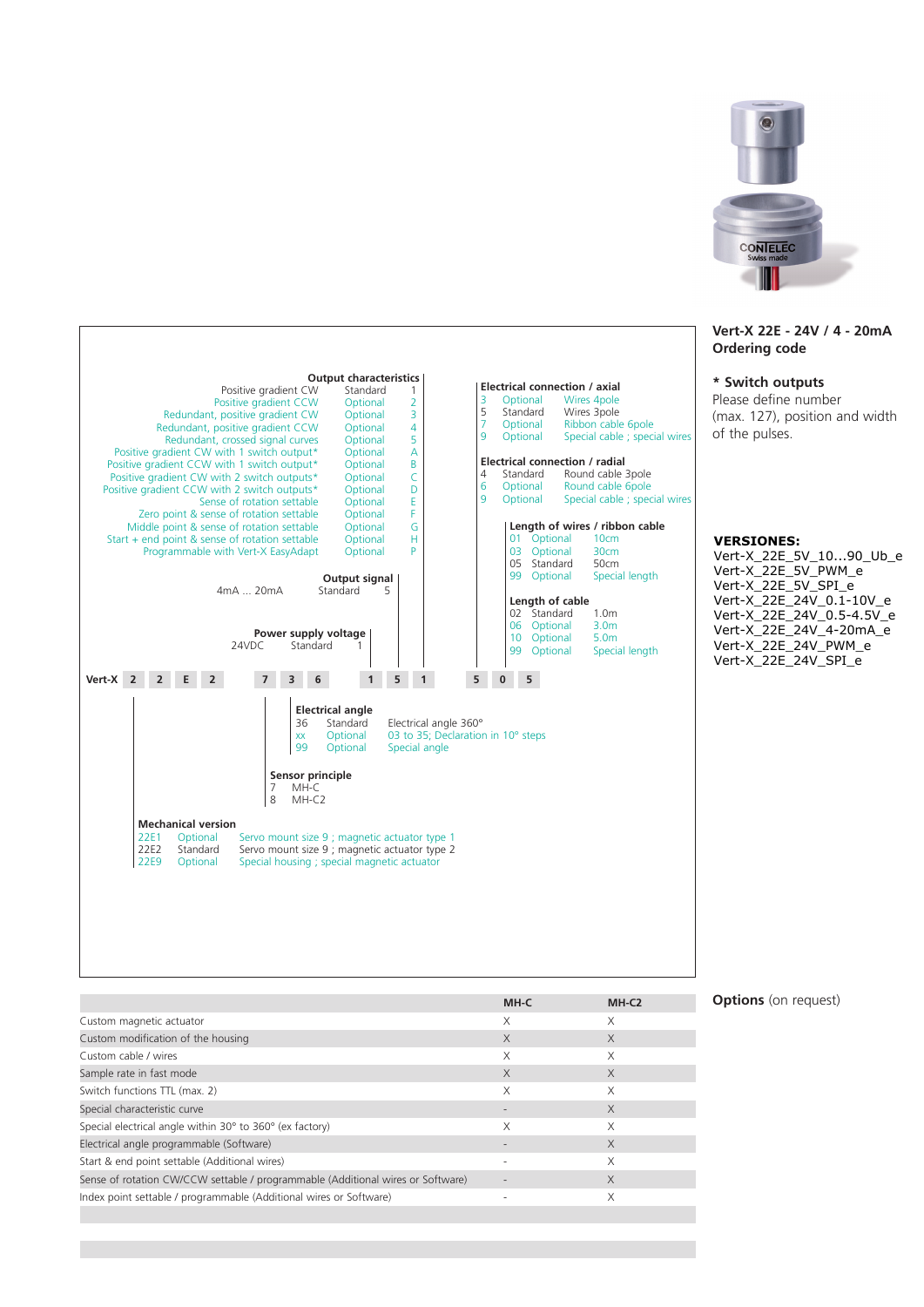## Vert-X 22E - 24V / 4 - 20mA Ordering code

**Output characteristics**

| Description | Type | Code |
|---|---|---|
| Positive gradient CW | Standard | 1 |
| Positive gradient CCW | Optional | 2 |
| Redundant, positive gradient CW | Optional | 3 |
| Redundant, positive gradient CCW | Optional | 4 |
| Redundant, crossed signal curves | Optional | 5 |
| Positive gradient CW with 1 switch output* | Optional | A |
| Positive gradient CCW with 1 switch output* | Optional | B |
| Positive gradient CW with 2 switch outputs* | Optional | C |
| Positive gradient CCW with 2 switch outputs* | Optional | D |
| Sense of rotation settable | Optional | E |
| Zero point & sense of rotation settable | Optional | F |
| Middle point & sense of rotation settable | Optional | G |
| Start + end point & sense of rotation settable | Optional | H |
| Programmable with Vert-X EasyAdapt | Optional | P |

**Output signal**

| Description | Type | Code |
|---|---|---|
| 4mA ... 20mA | Standard | 5 |

**Power supply voltage**

| Description | Type | Code |
|---|---|---|
| 24VDC | Standard | 1 |

**Electrical connection / axial**

| Code | Type | Description |
|---|---|---|
| 3 | Optional | Wires 4pole |
| 5 | Standard | Wires 3pole |
| 7 | Optional | Ribbon cable 6pole |
| 9 | Optional | Special cable ; special wires |

**Electrical connection / radial**

| Code | Type | Description |
|---|---|---|
| 4 | Standard | Round cable 3pole |
| 6 | Optional | Round cable 6pole |
| 9 | Optional | Special cable ; special wires |

**Length of wires / ribbon cable**

| Code | Type | Length |
|---|---|---|
| 01 | Optional | 10cm |
| 03 | Optional | 30cm |
| 05 | Standard | 50cm |
| 99 | Optional | Special length |

**Length of cable**

| Code | Type | Length |
|---|---|---|
| 02 | Standard | 1.0m |
| 06 | Optional | 3.0m |
| 10 | Optional | 5.0m |
| 99 | Optional | Special length |

**Vert-X** 2 2 E 2 7 3 6 1 5 1 5 0 5

**Electrical angle**

| Code | Type | Description |
|---|---|---|
| 36 | Standard | Electrical angle 360° |
| xx | Optional | 03 to 35; Declaration in 10° steps |
| 99 | Optional | Special angle |

**Sensor principle**

| Code | Description |
|---|---|
| 7 | MH-C |
| 8 | MH-C2 |

**Mechanical version**

| Code | Type | Description |
|---|---|---|
| 22E1 | Optional | Servo mount size 9 ; magnetic actuator type 1 |
| 22E2 | Standard | Servo mount size 9 ; magnetic actuator type 2 |
| 22E9 | Optional | Special housing ; special magnetic actuator |

**\* Switch outputs**

Please define number (max. 127), position and width of the pulses.

**VERSIONES:**

Vert-X_22E_5V_10...90_Ub_e
Vert-X_22E_5V_PWM_e
Vert-X_22E_5V_SPI_e
Vert-X_22E_24V_0.1-10V_e
Vert-X_22E_24V_0.5-4.5V_e
Vert-X_22E_24V_4-20mA_e
Vert-X_22E_24V_PWM_e
Vert-X_22E_24V_SPI_e

**Options** (on request)

| | MH-C | MH-C2 |
|---|---|---|
| Custom magnetic actuator | X | X |
| Custom modification of the housing | X | X |
| Custom cable / wires | X | X |
| Sample rate in fast mode | X | X |
| Switch functions TTL (max. 2) | X | X |
| Special characteristic curve | - | X |
| Special electrical angle within 30° to 360° (ex factory) | X | X |
| Electrical angle programmable (Software) | - | X |
| Start & end point settable (Additional wires) | - | X |
| Sense of rotation CW/CCW settable / programmable (Additional wires or Software) | - | X |
| Index point settable / programmable (Additional wires or Software) | - | X |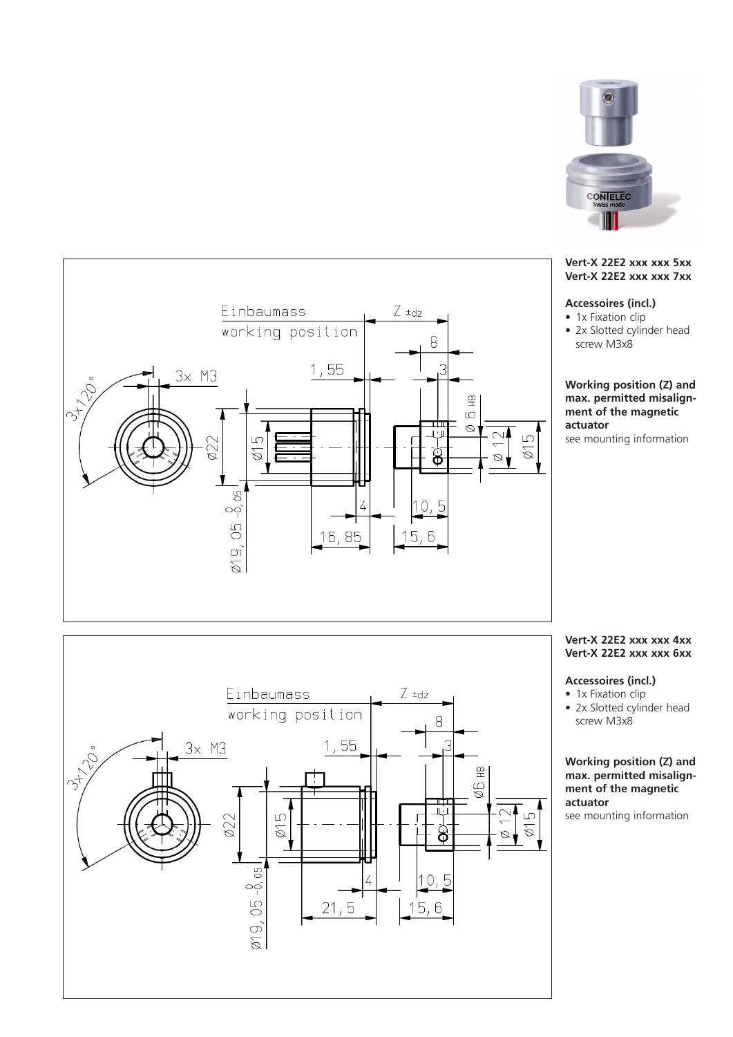**Vert-X 22E2 xxx xxx 5xx**
**Vert-X 22E2 xxx xxx 7xx**

**Accessoires (incl.)**

- 1x Fixation clip
- 2x Slotted cylinder head screw M3x8

**Working position (Z) and max. permitted misalignment of the magnetic actuator**
see mounting information

**Vert-X 22E2 xxx xxx 4xx**
**Vert-X 22E2 xxx xxx 6xx**

**Accessoires (incl.)**

- 1x Fixation clip
- 2x Slotted cylinder head screw M3x8

**Working position (Z) and max. permitted misalignment of the magnetic actuator**
see mounting information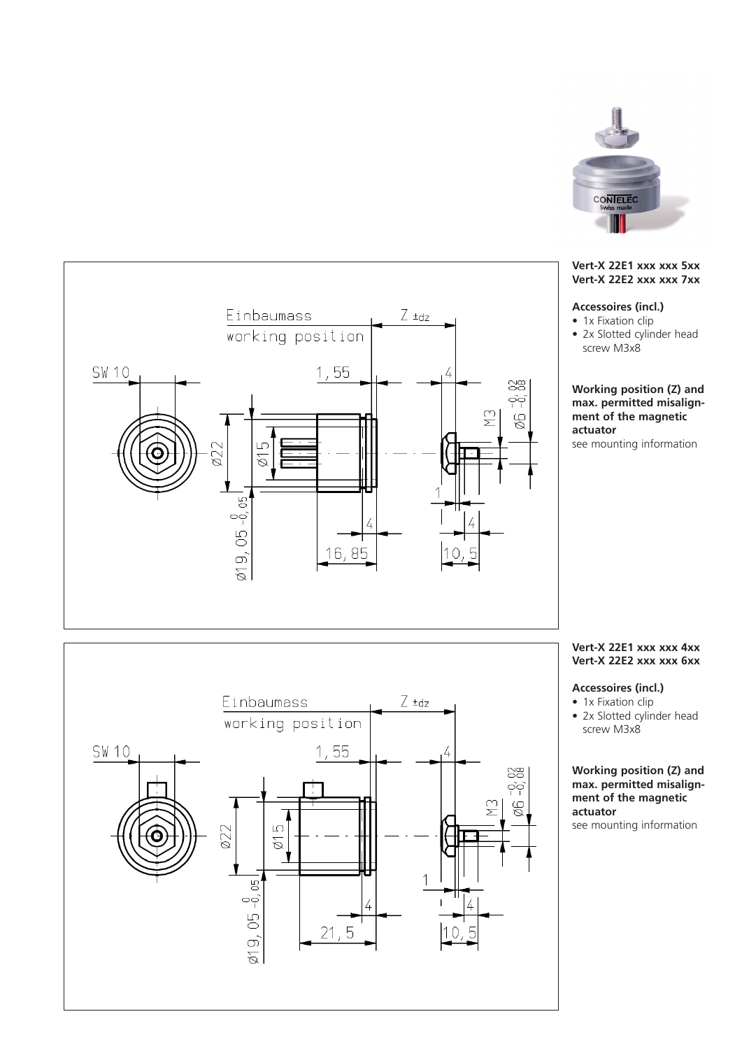**Vert-X 22E1 xxx xxx 5xx**
**Vert-X 22E2 xxx xxx 7xx**

**Accessoires (incl.)**

- 1x Fixation clip
- 2x Slotted cylinder head screw M3x8

**Working position (Z) and max. permitted misalignment of the magnetic actuator**
see mounting information

**Vert-X 22E1 xxx xxx 4xx**
**Vert-X 22E2 xxx xxx 6xx**

**Accessoires (incl.)**

- 1x Fixation clip
- 2x Slotted cylinder head screw M3x8

**Working position (Z) and max. permitted misalignment of the magnetic actuator**
see mounting information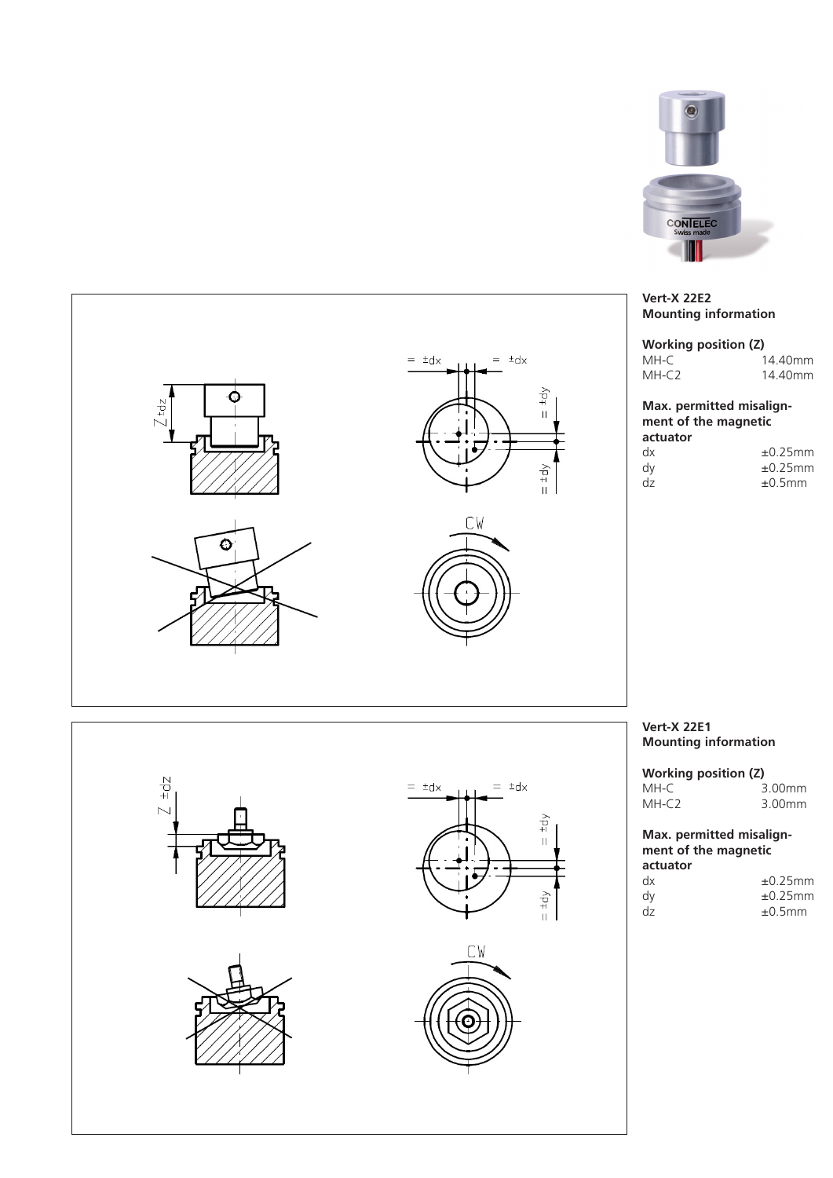**Vert-X 22E2**
**Mounting information**

**Working position (Z)**

| | |
|---|---|
| MH-C | 14.40mm |
| MH-C2 | 14.40mm |

**Max. permitted misalignment of the magnetic actuator**

| | |
|---|---|
| dx | ±0.25mm |
| dy | ±0.25mm |
| dz | ±0.5mm |

**Vert-X 22E1**
**Mounting information**

**Working position (Z)**

| | |
|---|---|
| MH-C | 3.00mm |
| MH-C2 | 3.00mm |

**Max. permitted misalignment of the magnetic actuator**

| | |
|---|---|
| dx | ±0.25mm |
| dy | ±0.25mm |
| dz | ±0.5mm |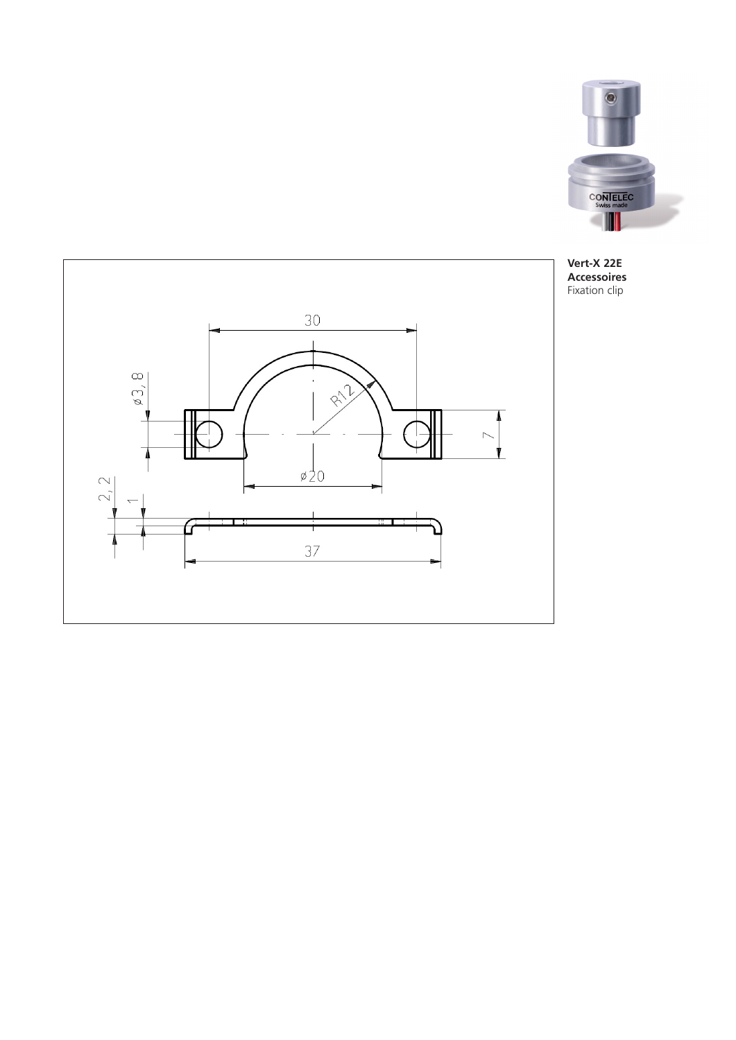**Vert-X 22E**
**Accessoires**
Fixation clip

30

ø3,8

R12

7

ø20

2,2

1

37